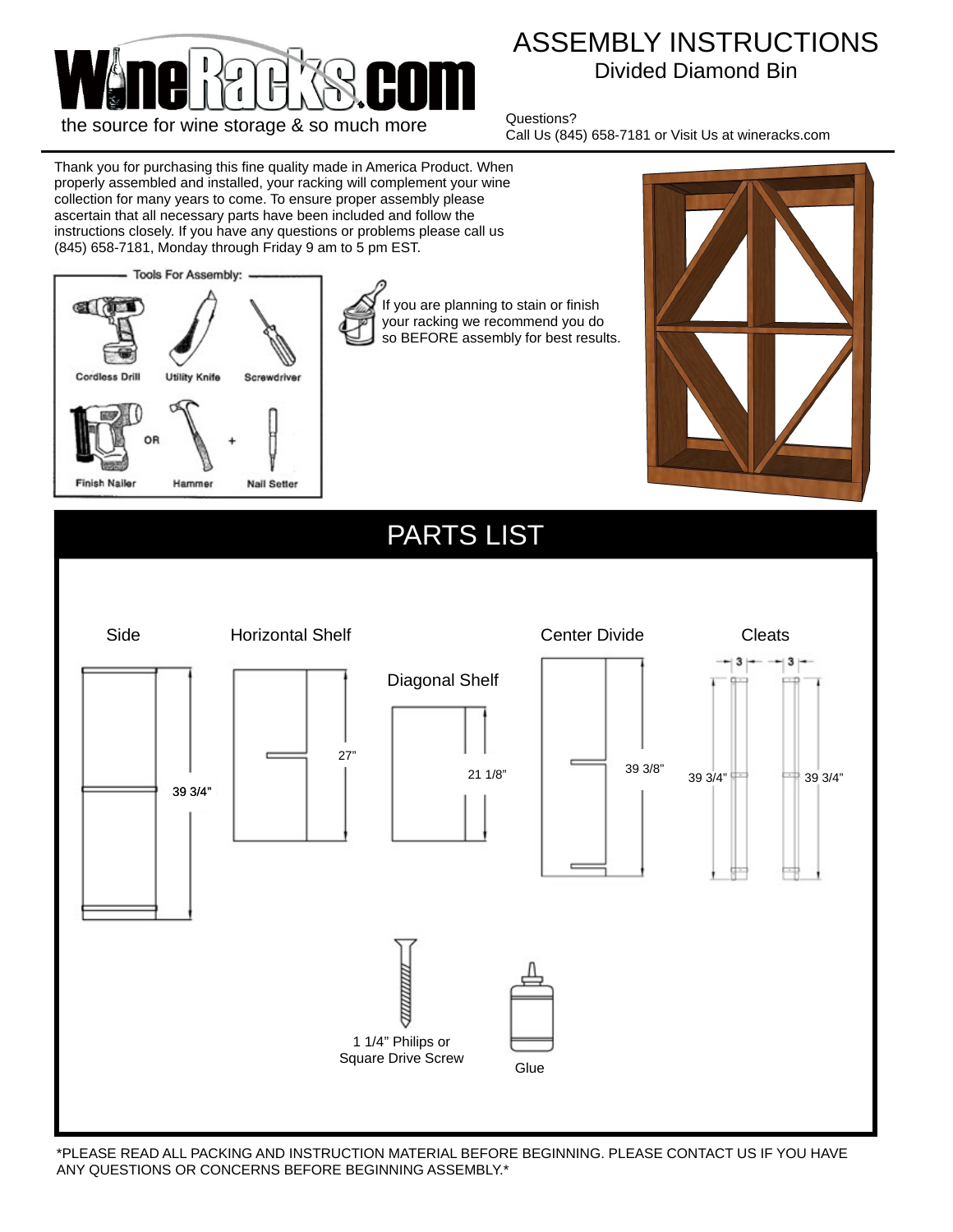WineRacks.com

the source for wine storage & so much more

# ASSEMBLY INSTRUCTIONS

## Divided Diamond Bin

Questions?
Call Us (845) 658-7181 or Visit Us at wineracks.com

Thank you for purchasing this fine quality made in America Product. When properly assembled and installed, your racking will complement your wine collection for many years to come. To ensure proper assembly please ascertain that all necessary parts have been included and follow the instructions closely. If you have any questions or problems please call us (845) 658-7181, Monday through Friday 9 am to 5 pm EST.

**Tools For Assembly:**

- Cordless Drill
- Utility Knife
- Screwdriver
- Finish Nailer OR Hammer + Nail Setter

If you are planning to stain or finish your racking we recommend you do so BEFORE assembly for best results.

# PARTS LIST

- Side — 39 3/4"
- Horizontal Shelf — 27"
- Diagonal Shelf — 21 1/8"
- Center Divide — 39 3/8"
- Cleats — 3 × 39 3/4", 3 × 39 3/4"
- 1 1/4" Philips or Square Drive Screw
- Glue

*PLEASE READ ALL PACKING AND INSTRUCTION MATERIAL BEFORE BEGINNING. PLEASE CONTACT US IF YOU HAVE ANY QUESTIONS OR CONCERNS BEFORE BEGINNING ASSEMBLY.*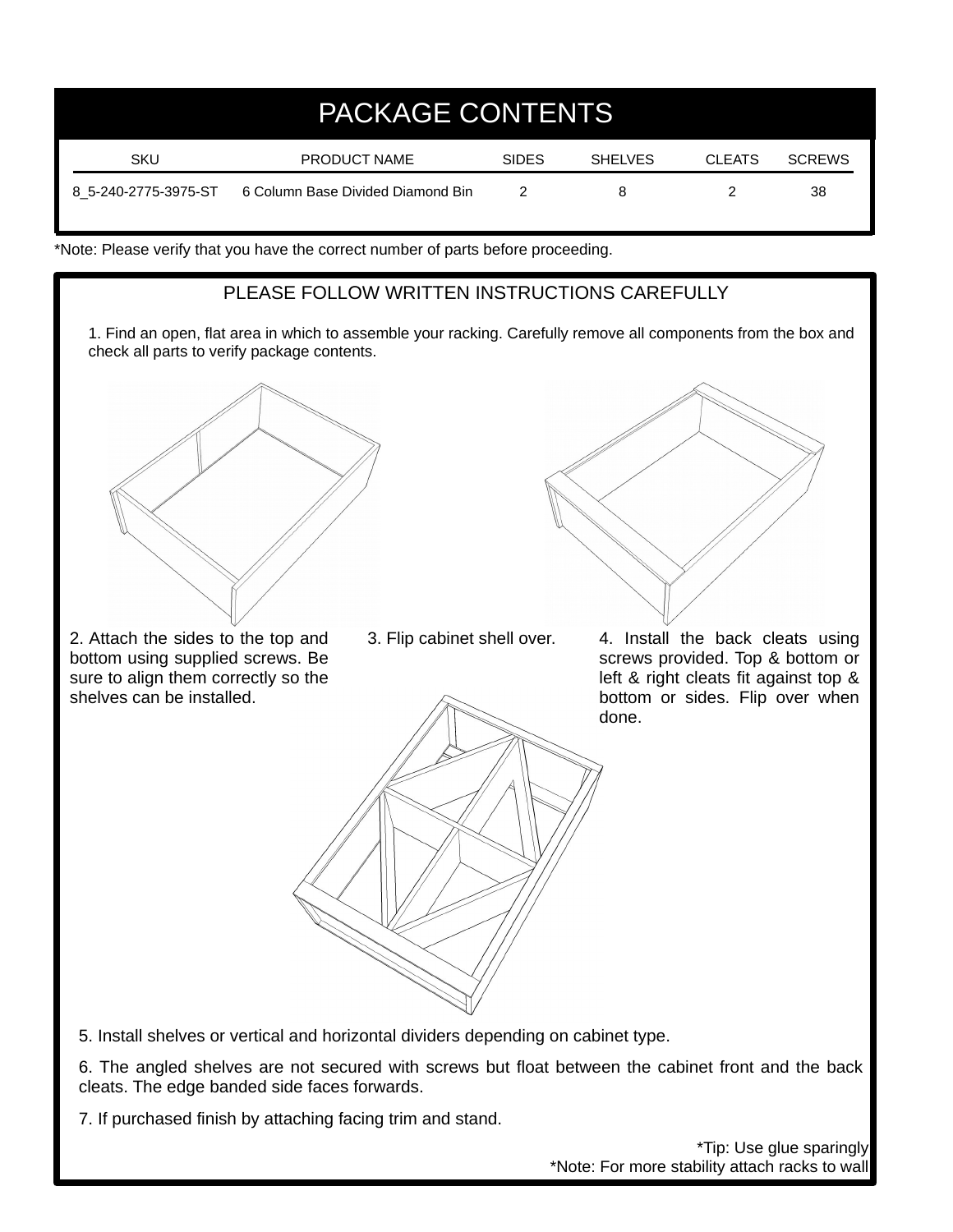# PACKAGE CONTENTS

| SKU | PRODUCT NAME | SIDES | SHELVES | CLEATS | SCREWS |
|---|---|---|---|---|---|
| 8_5-240-2775-3975-ST | 6 Column Base Divided Diamond Bin | 2 | 8 | 2 | 38 |

*Note: Please verify that you have the correct number of parts before proceeding.

## PLEASE FOLLOW WRITTEN INSTRUCTIONS CAREFULLY

1. Find an open, flat area in which to assemble your racking. Carefully remove all components from the box and check all parts to verify package contents.

2. Attach the sides to the top and bottom using supplied screws. Be sure to align them correctly so the shelves can be installed.

3. Flip cabinet shell over.

4. Install the back cleats using screws provided. Top & bottom or left & right cleats fit against top & bottom or sides. Flip over when done.

5. Install shelves or vertical and horizontal dividers depending on cabinet type.

6. The angled shelves are not secured with screws but float between the cabinet front and the back cleats. The edge banded side faces forwards.

7. If purchased finish by attaching facing trim and stand.

*Tip: Use glue sparingly

*Note: For more stability attach racks to wall